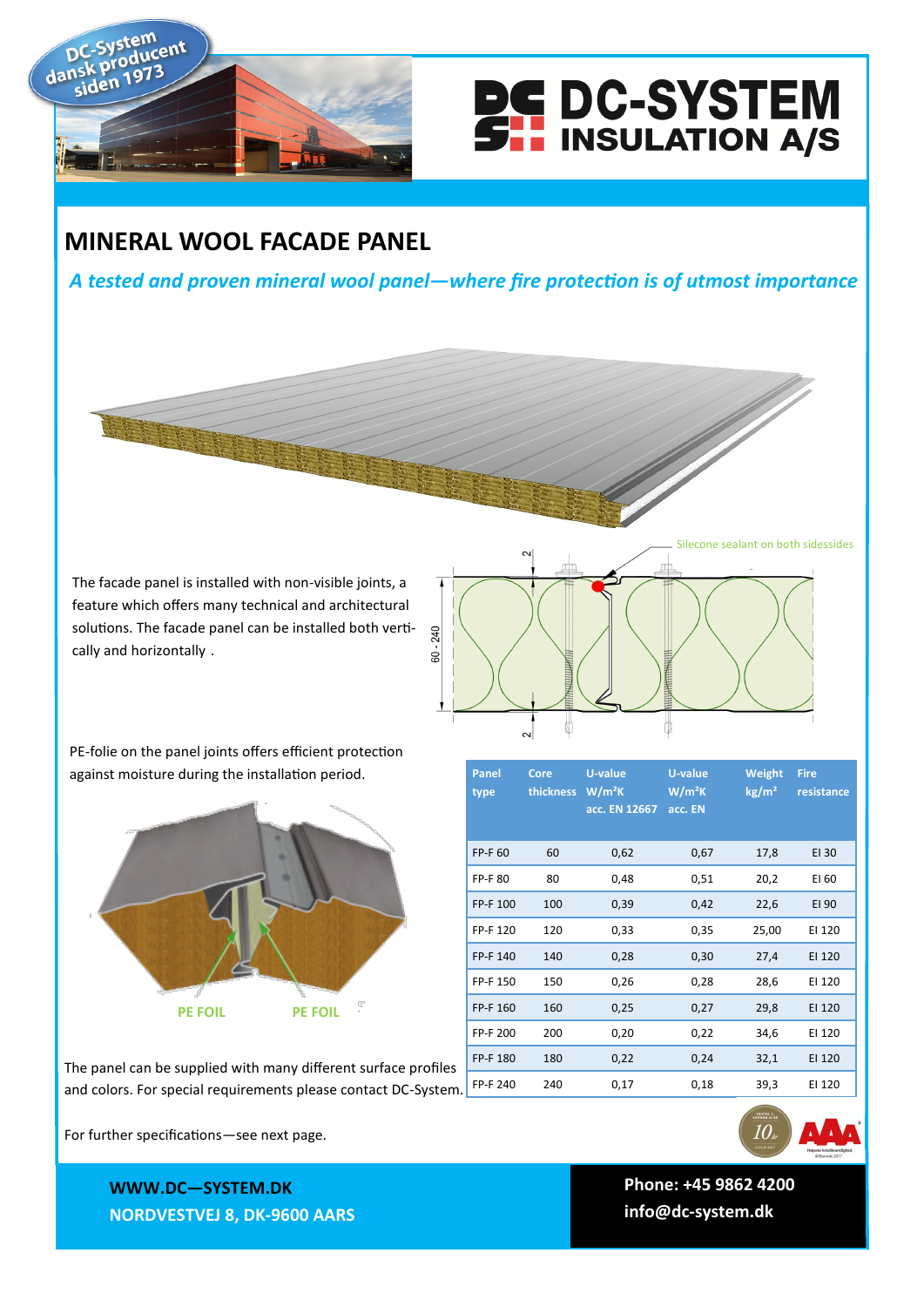DC-System dansk producent siden 1973

DC-SYSTEM INSULATION A/S

# MINERAL WOOL FACADE PANEL

*A tested and proven mineral wool panel—where fire protection is of utmost importance*

Silecone sealant on both sidessides

2

60 - 240

2

The facade panel is installed with non-visible joints, a feature which offers many technical and architectural solutions. The facade panel can be installed both vertically and horizontally .

PE-folie on the panel joints offers efficient protection against moisture during the installation period.

PE FOIL PE FOIL

| Panel type | Core thickness | U-value W/m²K acc. EN 12667 | U-value W/m²K acc. EN | Weight kg/m² | Fire resistance |
|---|---|---|---|---|---|
| FP-F 60 | 60 | 0,62 | 0,67 | 17,8 | EI 30 |
| FP-F 80 | 80 | 0,48 | 0,51 | 20,2 | EI 60 |
| FP-F 100 | 100 | 0,39 | 0,42 | 22,6 | EI 90 |
| FP-F 120 | 120 | 0,33 | 0,35 | 25,00 | EI 120 |
| FP-F 140 | 140 | 0,28 | 0,30 | 27,4 | EI 120 |
| FP-F 150 | 150 | 0,26 | 0,28 | 28,6 | EI 120 |
| FP-F 160 | 160 | 0,25 | 0,27 | 29,8 | EI 120 |
| FP-F 200 | 200 | 0,20 | 0,22 | 34,6 | EI 120 |
| FP-F 180 | 180 | 0,22 | 0,24 | 32,1 | EI 120 |
| FP-F 240 | 240 | 0,17 | 0,18 | 39,3 | EI 120 |

The panel can be supplied with many different surface profiles and colors. For special requirements please contact DC-System.

For further specifications—see next page.

**WWW.DC—SYSTEM.DK**
**NORDVESTVEJ 8, DK-9600 AARS**

**Phone: +45 9862 4200**
**info@dc-system.dk**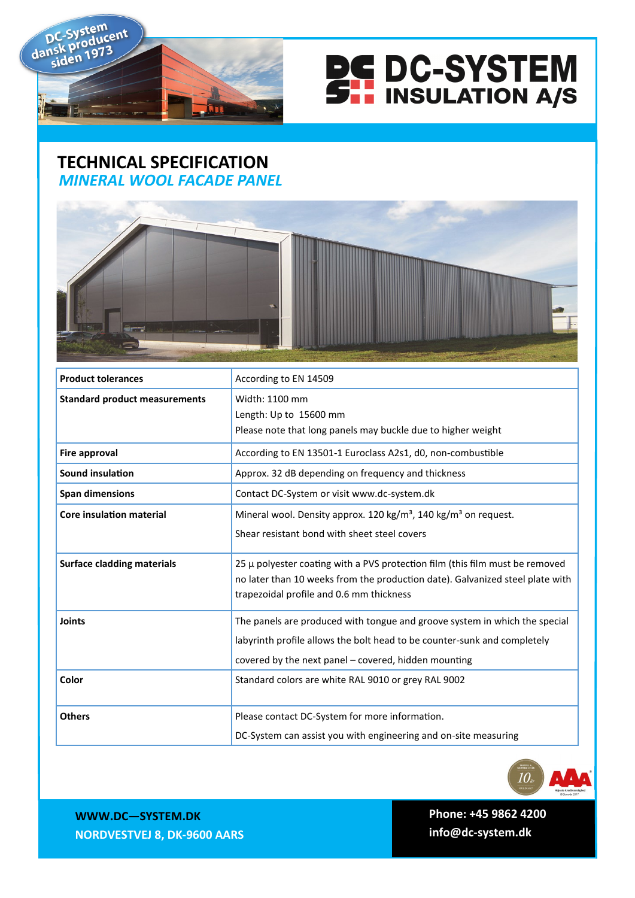DC-System dansk producent siden 1973

DC-SYSTEM INSULATION A/S

# TECHNICAL SPECIFICATION

## *MINERAL WOOL FACADE PANEL*

| | |
|---|---|
| **Product tolerances** | According to EN 14509 |
| **Standard product measurements** | Width: 1100 mm<br>Length: Up to 15600 mm<br>Please note that long panels may buckle due to higher weight |
| **Fire approval** | According to EN 13501-1 Euroclass A2s1, d0, non-combustible |
| **Sound insulation** | Approx. 32 dB depending on frequency and thickness |
| **Span dimensions** | Contact DC-System or visit www.dc-system.dk |
| **Core insulation material** | Mineral wool. Density approx. 120 kg/m³, 140 kg/m³ on request.<br>Shear resistant bond with sheet steel covers |
| **Surface cladding materials** | 25 µ polyester coating with a PVS protection film (this film must be removed no later than 10 weeks from the production date). Galvanized steel plate with trapezoidal profile and 0.6 mm thickness |
| **Joints** | The panels are produced with tongue and groove system in which the special labyrinth profile allows the bolt head to be counter-sunk and completely covered by the next panel – covered, hidden mounting |
| **Color** | Standard colors are white RAL 9010 or grey RAL 9002 |
| **Others** | Please contact DC-System for more information.<br>DC-System can assist you with engineering and on-site measuring |

**WWW.DC—SYSTEM.DK**
**NORDVESTVEJ 8, DK-9600 AARS**

**Phone: +45 9862 4200**
**info@dc-system.dk**